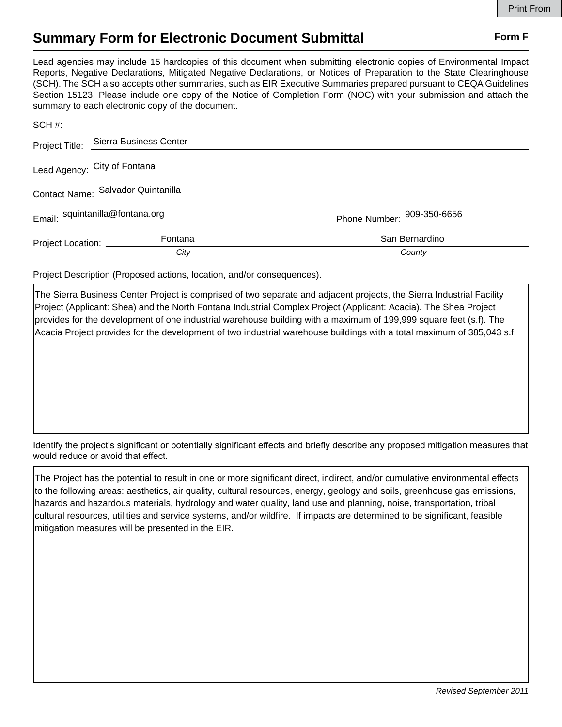Print From

# Summary Form for Electronic Document Submittal

**Form F**

Lead agencies may include 15 hardcopies of this document when submitting electronic copies of Environmental Impact Reports, Negative Declarations, Mitigated Negative Declarations, or Notices of Preparation to the State Clearinghouse (SCH). The SCH also accepts other summaries, such as EIR Executive Summaries prepared pursuant to CEQA Guidelines Section 15123. Please include one copy of the Notice of Completion Form (NOC) with your submission and attach the summary to each electronic copy of the document.

SCH #: ______________________

Project Title: Sierra Business Center

Lead Agency: City of Fontana

Contact Name: Salvador Quintanilla

Email: squintanilla@fontana.org Phone Number: 909-350-6656

Project Location: Fontana (*City*) San Bernardino (*County*)

Project Description (Proposed actions, location, and/or consequences).

The Sierra Business Center Project is comprised of two separate and adjacent projects, the Sierra Industrial Facility Project (Applicant: Shea) and the North Fontana Industrial Complex Project (Applicant: Acacia). The Shea Project provides for the development of one industrial warehouse building with a maximum of 199,999 square feet (s.f). The Acacia Project provides for the development of two industrial warehouse buildings with a total maximum of 385,043 s.f.

Identify the project's significant or potentially significant effects and briefly describe any proposed mitigation measures that would reduce or avoid that effect.

The Project has the potential to result in one or more significant direct, indirect, and/or cumulative environmental effects to the following areas: aesthetics, air quality, cultural resources, energy, geology and soils, greenhouse gas emissions, hazards and hazardous materials, hydrology and water quality, land use and planning, noise, transportation, tribal cultural resources, utilities and service systems, and/or wildfire. If impacts are determined to be significant, feasible mitigation measures will be presented in the EIR.

*Revised September 2011*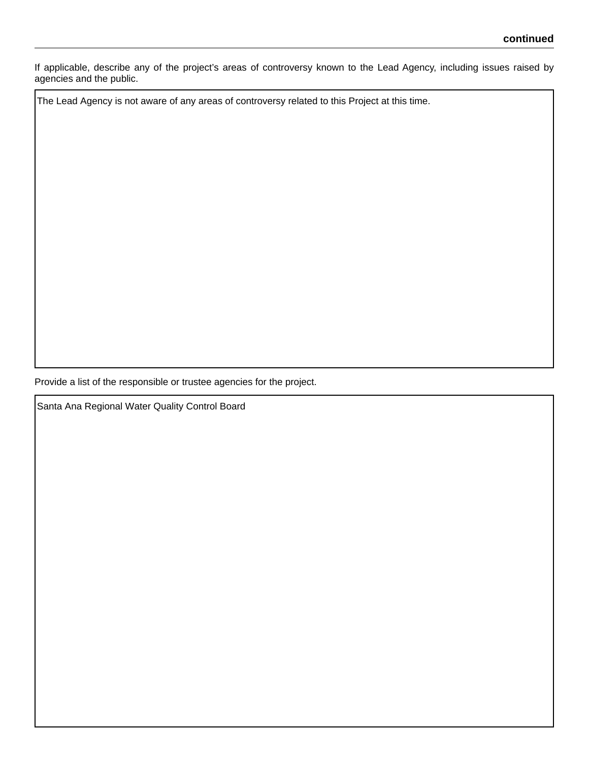**continued**

If applicable, describe any of the project's areas of controversy known to the Lead Agency, including issues raised by agencies and the public.

The Lead Agency is not aware of any areas of controversy related to this Project at this time.

Provide a list of the responsible or trustee agencies for the project.

Santa Ana Regional Water Quality Control Board